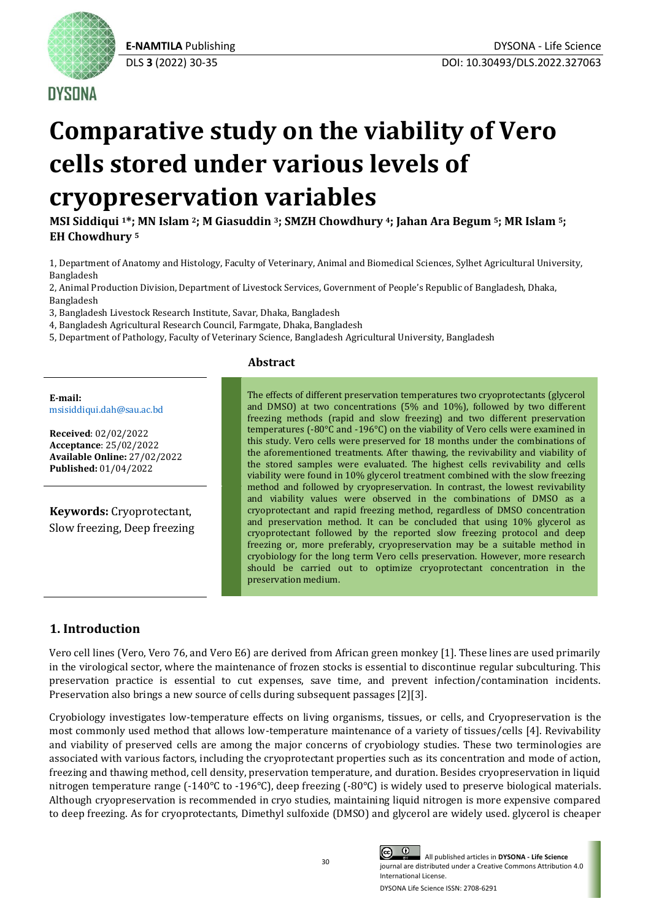# Comparative study on the viability of Vero cells stored under various levels of cryopreservation variables

**MSI Siddiqui [1]*; MN Islam [2]; M Giasuddin [3]; SMZH Chowdhury [4]; Jahan Ara Begum [5]; MR Islam [5]; EH Chowdhury [5]**

1, Department of Anatomy and Histology, Faculty of Veterinary, Animal and Biomedical Sciences, Sylhet Agricultural University, Bangladesh

2, Animal Production Division, Department of Livestock Services, Government of People's Republic of Bangladesh, Dhaka, Bangladesh

3, Bangladesh Livestock Research Institute, Savar, Dhaka, Bangladesh

4, Bangladesh Agricultural Research Council, Farmgate, Dhaka, Bangladesh

5, Department of Pathology, Faculty of Veterinary Science, Bangladesh Agricultural University, Bangladesh

**E-mail:** msisiddiqui.dah@sau.ac.bd

**Received**: 02/02/2022
**Acceptance**: 25/02/2022
**Available Online:** 27/02/2022
**Published:** 01/04/2022

**Keywords:** Cryoprotectant, Slow freezing, Deep freezing

## Abstract

The effects of different preservation temperatures two cryoprotectants (glycerol and DMSO) at two concentrations (5% and 10%), followed by two different freezing methods (rapid and slow freezing) and two different preservation temperatures (-80°C and -196°C) on the viability of Vero cells were examined in this study. Vero cells were preserved for 18 months under the combinations of the aforementioned treatments. After thawing, the revivability and viability of the stored samples were evaluated. The highest cells revivability and cells viability were found in 10% glycerol treatment combined with the slow freezing method and followed by cryopreservation. In contrast, the lowest revivability and viability values were observed in the combinations of DMSO as a cryoprotectant and rapid freezing method, regardless of DMSO concentration and preservation method. It can be concluded that using 10% glycerol as cryoprotectant followed by the reported slow freezing protocol and deep freezing or, more preferably, cryopreservation may be a suitable method in cryobiology for the long term Vero cells preservation. However, more research should be carried out to optimize cryoprotectant concentration in the preservation medium.

## 1. Introduction

Vero cell lines (Vero, Vero 76, and Vero E6) are derived from African green monkey [1]. These lines are used primarily in the virological sector, where the maintenance of frozen stocks is essential to discontinue regular subculturing. This preservation practice is essential to cut expenses, save time, and prevent infection/contamination incidents. Preservation also brings a new source of cells during subsequent passages [2][3].

Cryobiology investigates low-temperature effects on living organisms, tissues, or cells, and Cryopreservation is the most commonly used method that allows low-temperature maintenance of a variety of tissues/cells [4]. Revivability and viability of preserved cells are among the major concerns of cryobiology studies. These two terminologies are associated with various factors, including the cryoprotectant properties such as its concentration and mode of action, freezing and thawing method, cell density, preservation temperature, and duration. Besides cryopreservation in liquid nitrogen temperature range (-140°C to -196°C), deep freezing (-80°C) is widely used to preserve biological materials. Although cryopreservation is recommended in cryo studies, maintaining liquid nitrogen is more expensive compared to deep freezing. As for cryoprotectants, Dimethyl sulfoxide (DMSO) and glycerol are widely used. glycerol is cheaper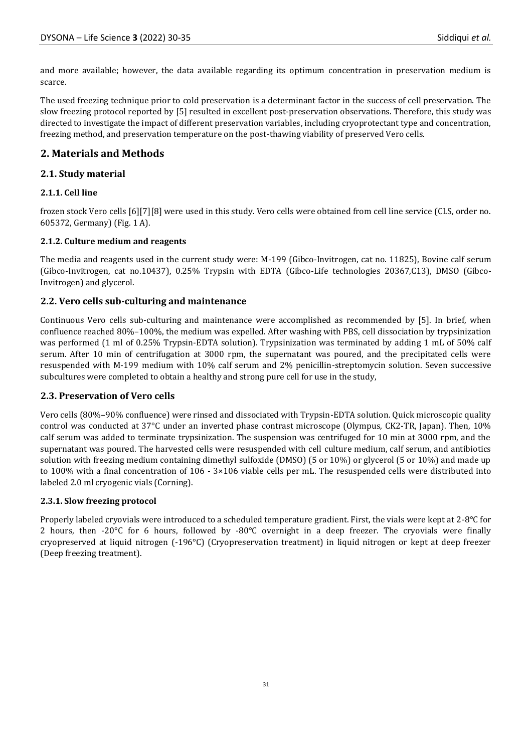and more available; however, the data available regarding its optimum concentration in preservation medium is scarce.

The used freezing technique prior to cold preservation is a determinant factor in the success of cell preservation. The slow freezing protocol reported by [5] resulted in excellent post-preservation observations. Therefore, this study was directed to investigate the impact of different preservation variables, including cryoprotectant type and concentration, freezing method, and preservation temperature on the post-thawing viability of preserved Vero cells.

## 2. Materials and Methods

### 2.1. Study material

#### 2.1.1. Cell line

frozen stock Vero cells [6][7][8] were used in this study. Vero cells were obtained from cell line service (CLS, order no. 605372, Germany) (Fig. 1 A).

#### 2.1.2. Culture medium and reagents

The media and reagents used in the current study were: M-199 (Gibco-Invitrogen, cat no. 11825), Bovine calf serum (Gibco-Invitrogen, cat no.10437), 0.25% Trypsin with EDTA (Gibco-Life technologies 20367,C13), DMSO (Gibco-Invitrogen) and glycerol.

### 2.2. Vero cells sub-culturing and maintenance

Continuous Vero cells sub-culturing and maintenance were accomplished as recommended by [5]. In brief, when confluence reached 80%–100%, the medium was expelled. After washing with PBS, cell dissociation by trypsinization was performed (1 ml of 0.25% Trypsin-EDTA solution). Trypsinization was terminated by adding 1 mL of 50% calf serum. After 10 min of centrifugation at 3000 rpm, the supernatant was poured, and the precipitated cells were resuspended with M-199 medium with 10% calf serum and 2% penicillin-streptomycin solution. Seven successive subcultures were completed to obtain a healthy and strong pure cell for use in the study,

### 2.3. Preservation of Vero cells

Vero cells (80%–90% confluence) were rinsed and dissociated with Trypsin-EDTA solution. Quick microscopic quality control was conducted at 37°C under an inverted phase contrast microscope (Olympus, CK2-TR, Japan). Then, 10% calf serum was added to terminate trypsinization. The suspension was centrifuged for 10 min at 3000 rpm, and the supernatant was poured. The harvested cells were resuspended with cell culture medium, calf serum, and antibiotics solution with freezing medium containing dimethyl sulfoxide (DMSO) (5 or 10%) or glycerol (5 or 10%) and made up to 100% with a final concentration of 106 - 3×106 viable cells per mL. The resuspended cells were distributed into labeled 2.0 ml cryogenic vials (Corning).

#### 2.3.1. Slow freezing protocol

Properly labeled cryovials were introduced to a scheduled temperature gradient. First, the vials were kept at 2-8°C for 2 hours, then -20°C for 6 hours, followed by -80°C overnight in a deep freezer. The cryovials were finally cryopreserved at liquid nitrogen (-196°C) (Cryopreservation treatment) in liquid nitrogen or kept at deep freezer (Deep freezing treatment).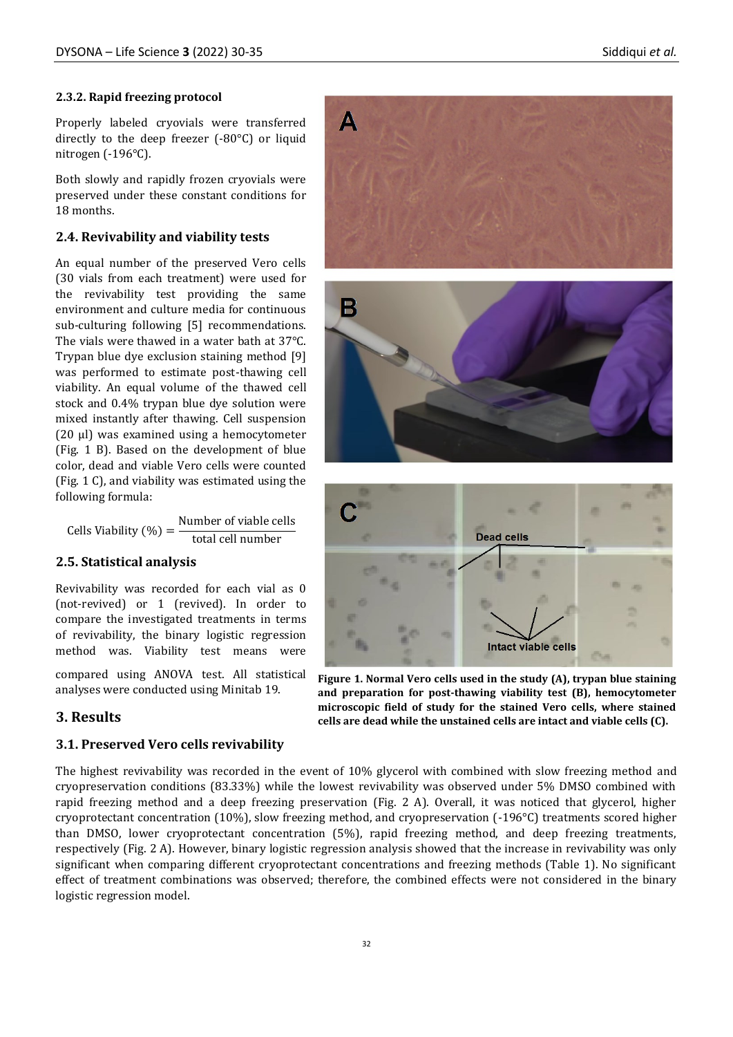#### 2.3.2. Rapid freezing protocol

Properly labeled cryovials were transferred directly to the deep freezer (-80°C) or liquid nitrogen (-196°C).

Both slowly and rapidly frozen cryovials were preserved under these constant conditions for 18 months.

### 2.4. Revivability and viability tests

An equal number of the preserved Vero cells (30 vials from each treatment) were used for the revivability test providing the same environment and culture media for continuous sub-culturing following [5] recommendations. The vials were thawed in a water bath at 37°C. Trypan blue dye exclusion staining method [9] was performed to estimate post-thawing cell viability. An equal volume of the thawed cell stock and 0.4% trypan blue dye solution were mixed instantly after thawing. Cell suspension (20 µl) was examined using a hemocytometer (Fig. 1 B). Based on the development of blue color, dead and viable Vero cells were counted (Fig. 1 C), and viability was estimated using the following formula:

$$\text{Cells Viability (\%)} = \frac{\text{Number of viable cells}}{\text{total cell number}}$$

### 2.5. Statistical analysis

Revivability was recorded for each vial as 0 (not-revived) or 1 (revived). In order to compare the investigated treatments in terms of revivability, the binary logistic regression method was. Viability test means were compared using ANOVA test. All statistical analyses were conducted using Minitab 19.

**Figure 1. Normal Vero cells used in the study (A), trypan blue staining and preparation for post-thawing viability test (B), hemocytometer microscopic field of study for the stained Vero cells, where stained cells are dead while the unstained cells are intact and viable cells (C).**

## 3. Results

### 3.1. Preserved Vero cells revivability

The highest revivability was recorded in the event of 10% glycerol with combined with slow freezing method and cryopreservation conditions (83.33%) while the lowest revivability was observed under 5% DMSO combined with rapid freezing method and a deep freezing preservation (Fig. 2 A). Overall, it was noticed that glycerol, higher cryoprotectant concentration (10%), slow freezing method, and cryopreservation (-196°C) treatments scored higher than DMSO, lower cryoprotectant concentration (5%), rapid freezing method, and deep freezing treatments, respectively (Fig. 2 A). However, binary logistic regression analysis showed that the increase in revivability was only significant when comparing different cryoprotectant concentrations and freezing methods (Table 1). No significant effect of treatment combinations was observed; therefore, the combined effects were not considered in the binary logistic regression model.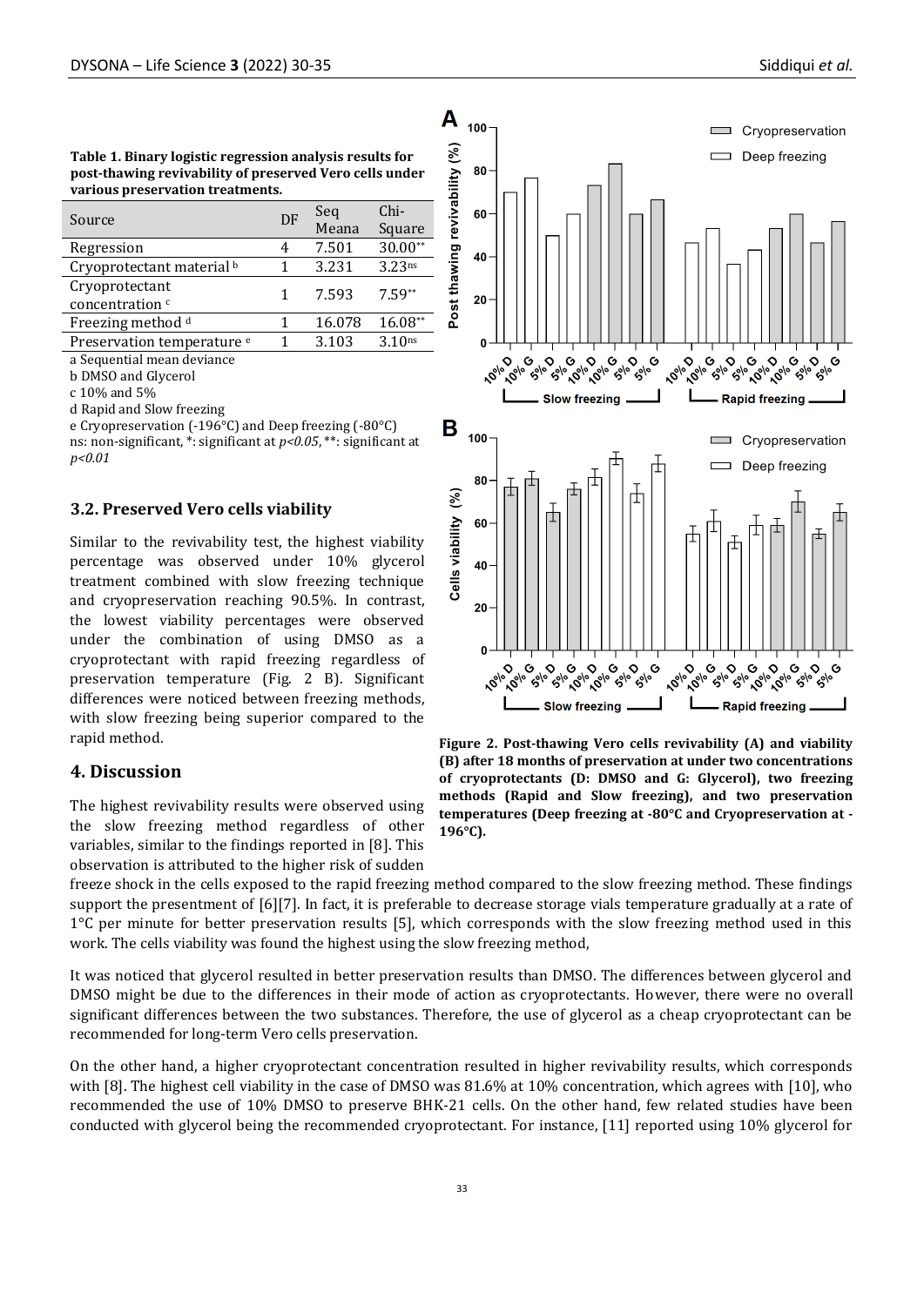**Table 1. Binary logistic regression analysis results for post-thawing revivability of preserved Vero cells under various preservation treatments.**

| Source | DF | Seq Meana | Chi-Square |
|---|---|---|---|
| Regression | 4 | 7.501 | 30.00** |
| Cryoprotectant material b | 1 | 3.231 | 3.23ns |
| Cryoprotectant concentration c | 1 | 7.593 | 7.59** |
| Freezing method d | 1 | 16.078 | 16.08** |
| Preservation temperature e | 1 | 3.103 | 3.10ns |

a Sequential mean deviance
b DMSO and Glycerol
c 10% and 5%
d Rapid and Slow freezing
e Cryopreservation (-196°C) and Deep freezing (-80°C)
ns: non-significant, *: significant at *p<0.05*, **: significant at *p<0.01*

### 3.2. Preserved Vero cells viability

Similar to the revivability test, the highest viability percentage was observed under 10% glycerol treatment combined with slow freezing technique and cryopreservation reaching 90.5%. In contrast, the lowest viability percentages were observed under the combination of using DMSO as a cryoprotectant with rapid freezing regardless of preservation temperature (Fig. 2 B). Significant differences were noticed between freezing methods, with slow freezing being superior compared to the rapid method.

**Figure 2. Post-thawing Vero cells revivability (A) and viability (B) after 18 months of preservation at under two concentrations of cryoprotectants (D: DMSO and G: Glycerol), two freezing methods (Rapid and Slow freezing), and two preservation temperatures (Deep freezing at -80°C and Cryopreservation at -196°C).**

## 4. Discussion

The highest revivability results were observed using the slow freezing method regardless of other variables, similar to the findings reported in [8]. This observation is attributed to the higher risk of sudden freeze shock in the cells exposed to the rapid freezing method compared to the slow freezing method. These findings support the presentment of [6][7]. In fact, it is preferable to decrease storage vials temperature gradually at a rate of 1°C per minute for better preservation results [5], which corresponds with the slow freezing method used in this work. The cells viability was found the highest using the slow freezing method,

It was noticed that glycerol resulted in better preservation results than DMSO. The differences between glycerol and DMSO might be due to the differences in their mode of action as cryoprotectants. However, there were no overall significant differences between the two substances. Therefore, the use of glycerol as a cheap cryoprotectant can be recommended for long-term Vero cells preservation.

On the other hand, a higher cryoprotectant concentration resulted in higher revivability results, which corresponds with [8]. The highest cell viability in the case of DMSO was 81.6% at 10% concentration, which agrees with [10], who recommended the use of 10% DMSO to preserve BHK-21 cells. On the other hand, few related studies have been conducted with glycerol being the recommended cryoprotectant. For instance, [11] reported using 10% glycerol for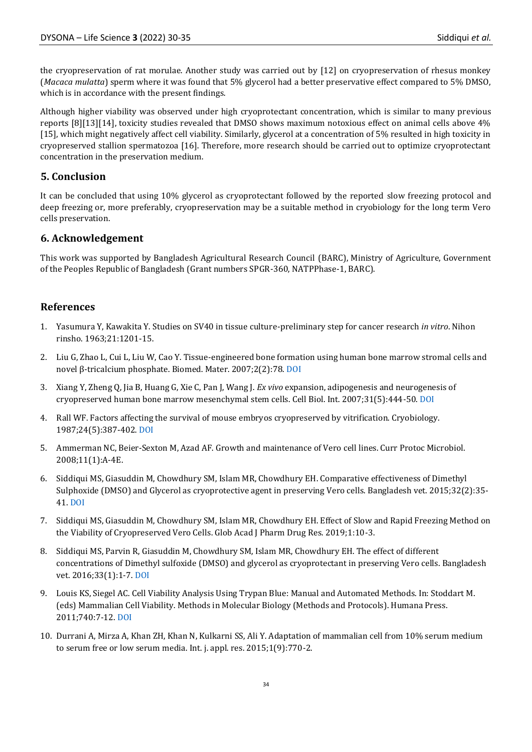the cryopreservation of rat morulae. Another study was carried out by [12] on cryopreservation of rhesus monkey (*Macaca mulatta*) sperm where it was found that 5% glycerol had a better preservative effect compared to 5% DMSO, which is in accordance with the present findings.

Although higher viability was observed under high cryoprotectant concentration, which is similar to many previous reports [8][13][14], toxicity studies revealed that DMSO shows maximum notoxious effect on animal cells above 4% [15], which might negatively affect cell viability. Similarly, glycerol at a concentration of 5% resulted in high toxicity in cryopreserved stallion spermatozoa [16]. Therefore, more research should be carried out to optimize cryoprotectant concentration in the preservation medium.

## 5. Conclusion

It can be concluded that using 10% glycerol as cryoprotectant followed by the reported slow freezing protocol and deep freezing or, more preferably, cryopreservation may be a suitable method in cryobiology for the long term Vero cells preservation.

## 6. Acknowledgement

This work was supported by Bangladesh Agricultural Research Council (BARC), Ministry of Agriculture, Government of the Peoples Republic of Bangladesh (Grant numbers SPGR-360, NATPPhase-1, BARC).

## References

1. Yasumura Y, Kawakita Y. Studies on SV40 in tissue culture-preliminary step for cancer research *in vitro*. Nihon rinsho. 1963;21:1201-15.
2. Liu G, Zhao L, Cui L, Liu W, Cao Y. Tissue-engineered bone formation using human bone marrow stromal cells and novel β-tricalcium phosphate. Biomed. Mater. 2007;2(2):78. DOI
3. Xiang Y, Zheng Q, Jia B, Huang G, Xie C, Pan J, Wang J. *Ex vivo* expansion, adipogenesis and neurogenesis of cryopreserved human bone marrow mesenchymal stem cells. Cell Biol. Int. 2007;31(5):444-50. DOI
4. Rall WF. Factors affecting the survival of mouse embryos cryopreserved by vitrification. Cryobiology. 1987;24(5):387-402. DOI
5. Ammerman NC, Beier-Sexton M, Azad AF. Growth and maintenance of Vero cell lines. Curr Protoc Microbiol. 2008;11(1):A-4E.
6. Siddiqui MS, Giasuddin M, Chowdhury SM, Islam MR, Chowdhury EH. Comparative effectiveness of Dimethyl Sulphoxide (DMSO) and Glycerol as cryoprotective agent in preserving Vero cells. Bangladesh vet. 2015;32(2):35-41. DOI
7. Siddiqui MS, Giasuddin M, Chowdhury SM, Islam MR, Chowdhury EH. Effect of Slow and Rapid Freezing Method on the Viability of Cryopreserved Vero Cells. Glob Acad J Pharm Drug Res. 2019;1:10-3.
8. Siddiqui MS, Parvin R, Giasuddin M, Chowdhury SM, Islam MR, Chowdhury EH. The effect of different concentrations of Dimethyl sulfoxide (DMSO) and glycerol as cryoprotectant in preserving Vero cells. Bangladesh vet. 2016;33(1):1-7. DOI
9. Louis KS, Siegel AC. Cell Viability Analysis Using Trypan Blue: Manual and Automated Methods. In: Stoddart M. (eds) Mammalian Cell Viability. Methods in Molecular Biology (Methods and Protocols). Humana Press. 2011;740:7-12. DOI
10. Durrani A, Mirza A, Khan ZH, Khan N, Kulkarni SS, Ali Y. Adaptation of mammalian cell from 10% serum medium to serum free or low serum media. Int. j. appl. res. 2015;1(9):770-2.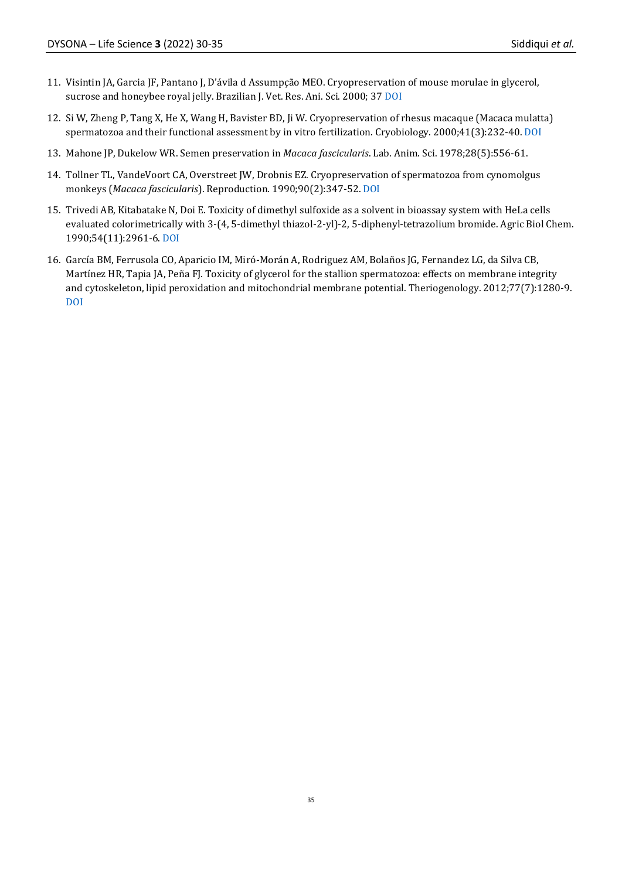11. Visintin JA, Garcia JF, Pantano J, D'ávila d Assumpção MEO. Cryopreservation of mouse morulae in glycerol, sucrose and honeybee royal jelly. Brazilian J. Vet. Res. Ani. Sci. 2000; 37 DOI
12. Si W, Zheng P, Tang X, He X, Wang H, Bavister BD, Ji W. Cryopreservation of rhesus macaque (Macaca mulatta) spermatozoa and their functional assessment by in vitro fertilization. Cryobiology. 2000;41(3):232-40. DOI
13. Mahone JP, Dukelow WR. Semen preservation in *Macaca fascicularis*. Lab. Anim. Sci. 1978;28(5):556-61.
14. Tollner TL, VandeVoort CA, Overstreet JW, Drobnis EZ. Cryopreservation of spermatozoa from cynomolgus monkeys (*Macaca fascicularis*). Reproduction. 1990;90(2):347-52. DOI
15. Trivedi AB, Kitabatake N, Doi E. Toxicity of dimethyl sulfoxide as a solvent in bioassay system with HeLa cells evaluated colorimetrically with 3-(4, 5-dimethyl thiazol-2-yl)-2, 5-diphenyl-tetrazolium bromide. Agric Biol Chem. 1990;54(11):2961-6. DOI
16. García BM, Ferrusola CO, Aparicio IM, Miró-Morán A, Rodriguez AM, Bolaños JG, Fernandez LG, da Silva CB, Martínez HR, Tapia JA, Peña FJ. Toxicity of glycerol for the stallion spermatozoa: effects on membrane integrity and cytoskeleton, lipid peroxidation and mitochondrial membrane potential. Theriogenology. 2012;77(7):1280-9. DOI